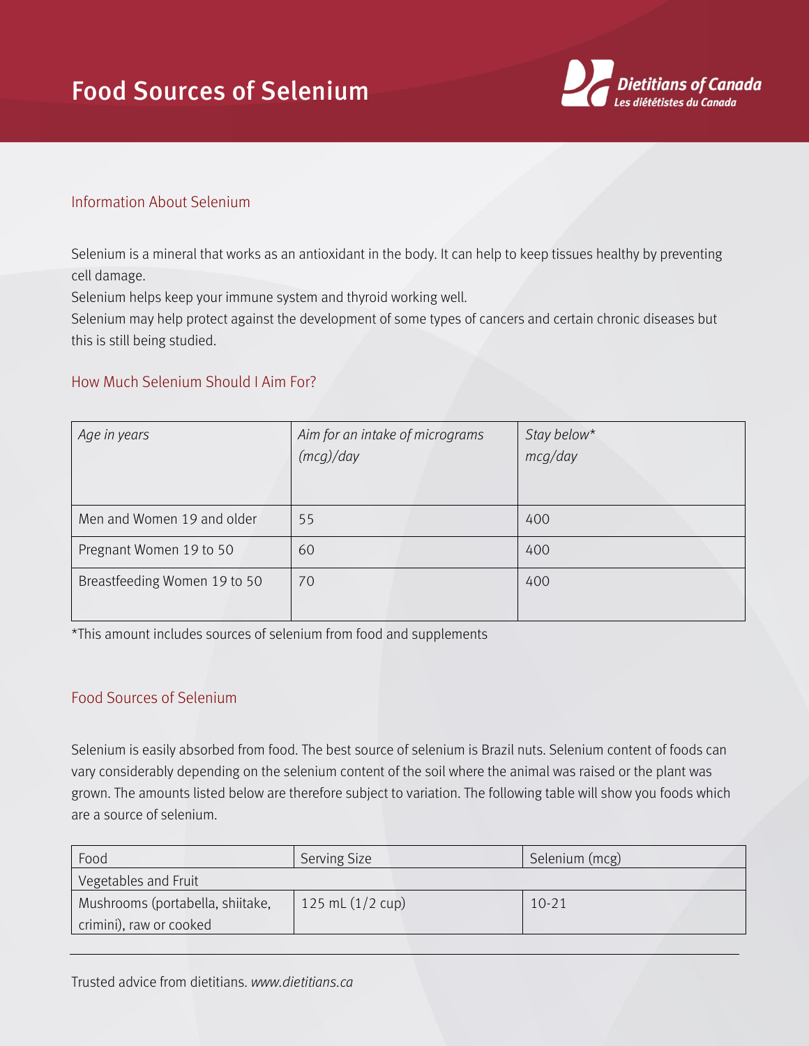# Food Sources of Selenium

Dietitians of Canada
*Les diététistes du Canada*

## Information About Selenium

Selenium is a mineral that works as an antioxidant in the body. It can help to keep tissues healthy by preventing cell damage.
Selenium helps keep your immune system and thyroid working well.
Selenium may help protect against the development of some types of cancers and certain chronic diseases but this is still being studied.

## How Much Selenium Should I Aim For?

| *Age in years* | *Aim for an intake of micrograms (mcg)/day* | *Stay below\* mcg/day* |
|---|---|---|
| Men and Women 19 and older | 55 | 400 |
| Pregnant Women 19 to 50 | 60 | 400 |
| Breastfeeding Women 19 to 50 | 70 | 400 |

*This amount includes sources of selenium from food and supplements

## Food Sources of Selenium

Selenium is easily absorbed from food. The best source of selenium is Brazil nuts. Selenium content of foods can vary considerably depending on the selenium content of the soil where the animal was raised or the plant was grown. The amounts listed below are therefore subject to variation. The following table will show you foods which are a source of selenium.

| Food | Serving Size | Selenium (mcg) |
|---|---|---|
| Vegetables and Fruit | | |
| Mushrooms (portabella, shiitake, crimini), raw or cooked | 125 mL (1/2 cup) | 10-21 |

Trusted advice from dietitians. *www.dietitians.ca*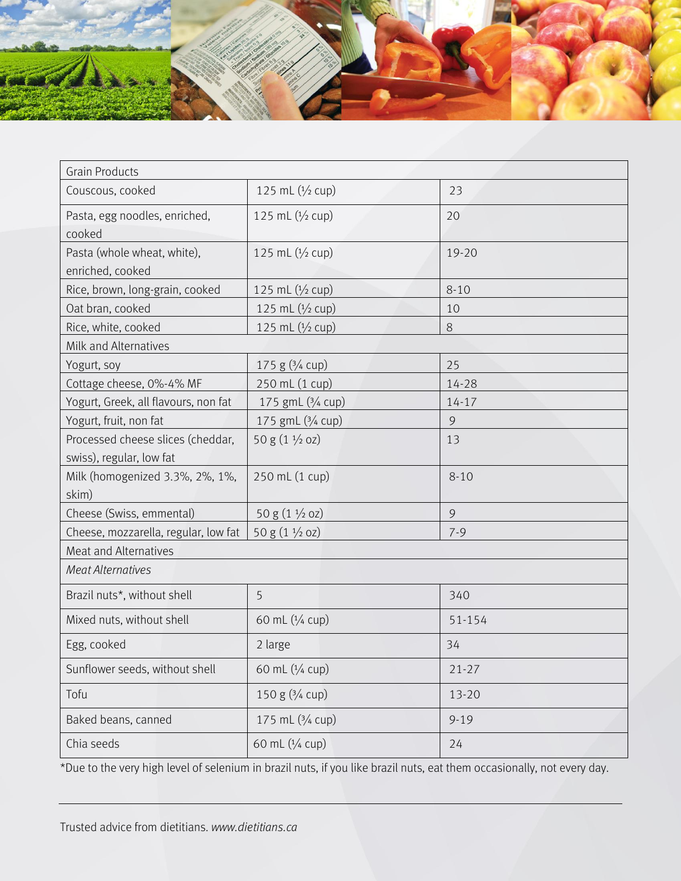| Grain Products | | |
|---|---|---|
| Couscous, cooked | 125 mL (½ cup) | 23 |
| Pasta, egg noodles, enriched, cooked | 125 mL (½ cup) | 20 |
| Pasta (whole wheat, white), enriched, cooked | 125 mL (½ cup) | 19-20 |
| Rice, brown, long-grain, cooked | 125 mL (½ cup) | 8-10 |
| Oat bran, cooked | 125 mL (½ cup) | 10 |
| Rice, white, cooked | 125 mL (½ cup) | 8 |
| Milk and Alternatives | | |
| Yogurt, soy | 175 g (¾ cup) | 25 |
| Cottage cheese, 0%-4% MF | 250 mL (1 cup) | 14-28 |
| Yogurt, Greek, all flavours, non fat | 175 gmL (¾ cup) | 14-17 |
| Yogurt, fruit, non fat | 175 gmL (¾ cup) | 9 |
| Processed cheese slices (cheddar, swiss), regular, low fat | 50 g (1 ½ oz) | 13 |
| Milk (homogenized 3.3%, 2%, 1%, skim) | 250 mL (1 cup) | 8-10 |
| Cheese (Swiss, emmental) | 50 g (1 ½ oz) | 9 |
| Cheese, mozzarella, regular, low fat | 50 g (1 ½ oz) | 7-9 |
| Meat and Alternatives | | |
| *Meat Alternatives* | | |
| Brazil nuts*, without shell | 5 | 340 |
| Mixed nuts, without shell | 60 mL (¼ cup) | 51-154 |
| Egg, cooked | 2 large | 34 |
| Sunflower seeds, without shell | 60 mL (¼ cup) | 21-27 |
| Tofu | 150 g (¾ cup) | 13-20 |
| Baked beans, canned | 175 mL (¾ cup) | 9-19 |
| Chia seeds | 60 mL (¼ cup) | 24 |

*Due to the very high level of selenium in brazil nuts, if you like brazil nuts, eat them occasionally, not every day.

Trusted advice from dietitians. *www.dietitians.ca*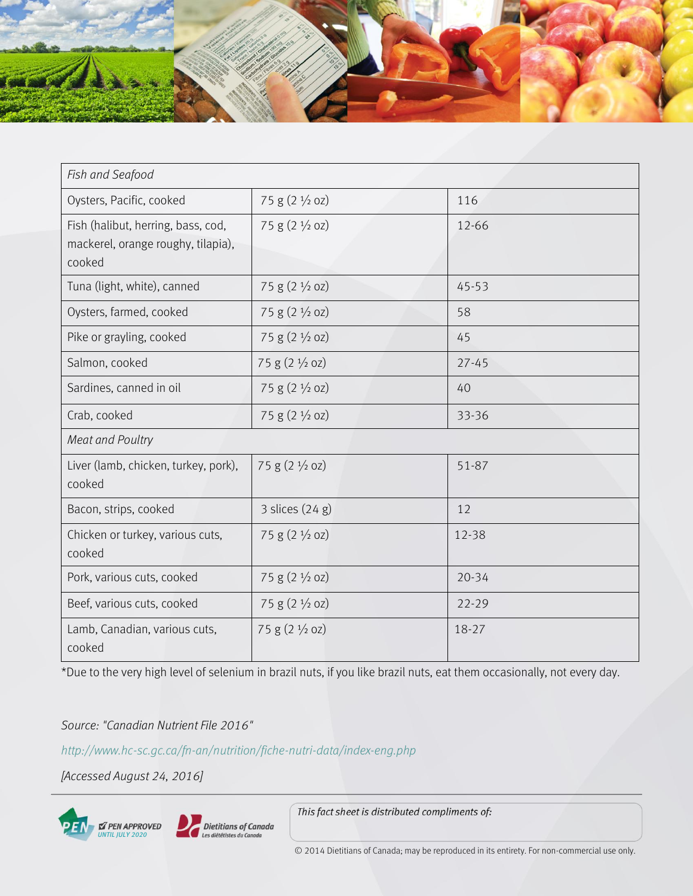| | | |
|---|---|---|
| *Fish and Seafood* | | |
| Oysters, Pacific, cooked | 75 g (2 ½ oz) | 116 |
| Fish (halibut, herring, bass, cod, mackerel, orange roughy, tilapia), cooked | 75 g (2 ½ oz) | 12-66 |
| Tuna (light, white), canned | 75 g (2 ½ oz) | 45-53 |
| Oysters, farmed, cooked | 75 g (2 ½ oz) | 58 |
| Pike or grayling, cooked | 75 g (2 ½ oz) | 45 |
| Salmon, cooked | 75 g (2 ½ oz) | 27-45 |
| Sardines, canned in oil | 75 g (2 ½ oz) | 40 |
| Crab, cooked | 75 g (2 ½ oz) | 33-36 |
| *Meat and Poultry* | | |
| Liver (lamb, chicken, turkey, pork), cooked | 75 g (2 ½ oz) | 51-87 |
| Bacon, strips, cooked | 3 slices (24 g) | 12 |
| Chicken or turkey, various cuts, cooked | 75 g (2 ½ oz) | 12-38 |
| Pork, various cuts, cooked | 75 g (2 ½ oz) | 20-34 |
| Beef, various cuts, cooked | 75 g (2 ½ oz) | 22-29 |
| Lamb, Canadian, various cuts, cooked | 75 g (2 ½ oz) | 18-27 |

*Due to the very high level of selenium in brazil nuts, if you like brazil nuts, eat them occasionally, not every day.

*Source: "Canadian Nutrient File 2016"*

*http://www.hc-sc.gc.ca/fn-an/nutrition/fiche-nutri-data/index-eng.php*

*[Accessed August 24, 2016]*

PEN APPROVED UNTIL JULY 2020

Dietitians of Canada / Les diététistes du Canada

*This fact sheet is distributed compliments of:*

© 2014 Dietitians of Canada; may be reproduced in its entirety. For non-commercial use only.